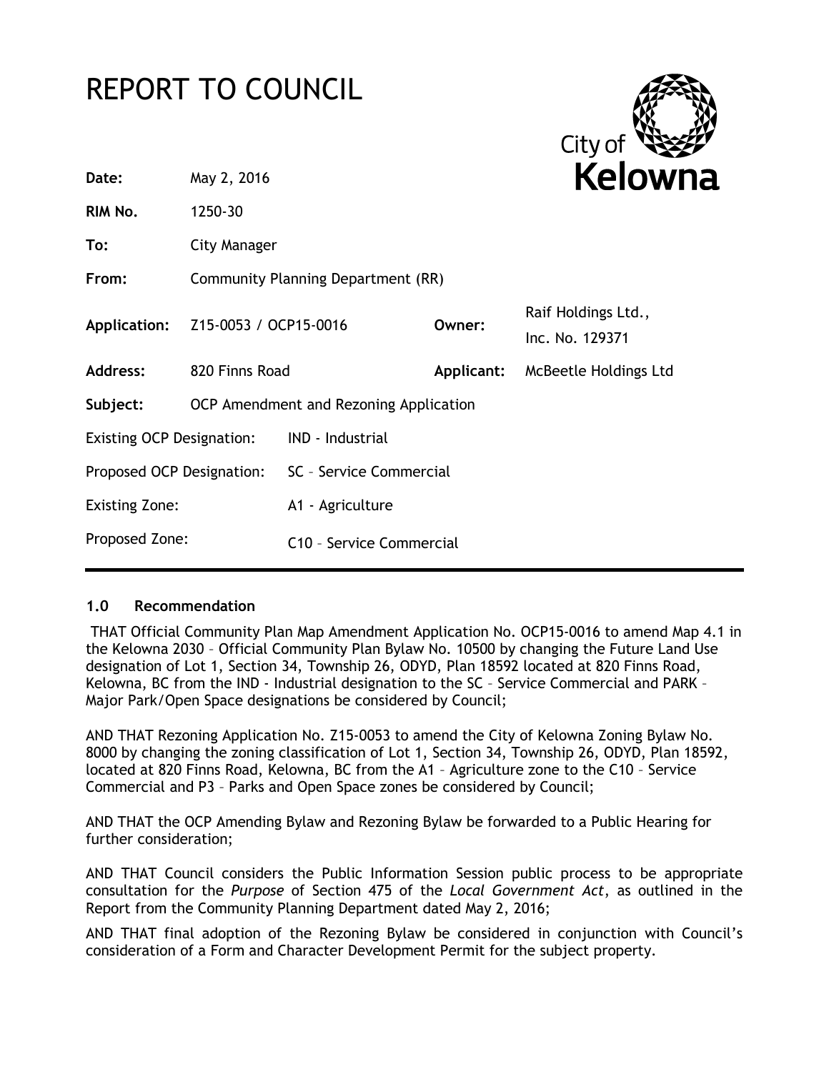# REPORT TO COUNCIL

City of Kelowna

| | | | |
|---|---|---|---|
| **Date:** | May 2, 2016 | | |
| **RIM No.** | 1250-30 | | |
| **To:** | City Manager | | |
| **From:** | Community Planning Department (RR) | | |
| **Application:** | Z15-0053 / OCP15-0016 | **Owner:** | Raif Holdings Ltd., Inc. No. 129371 |
| **Address:** | 820 Finns Road | **Applicant:** | McBeetle Holdings Ltd |
| **Subject:** | OCP Amendment and Rezoning Application | | |

| | |
|---|---|
| Existing OCP Designation: | IND - Industrial |
| Proposed OCP Designation: | SC – Service Commercial |
| Existing Zone: | A1 - Agriculture |
| Proposed Zone: | C10 – Service Commercial |

## 1.0 Recommendation

THAT Official Community Plan Map Amendment Application No. OCP15-0016 to amend Map 4.1 in the Kelowna 2030 – Official Community Plan Bylaw No. 10500 by changing the Future Land Use designation of Lot 1, Section 34, Township 26, ODYD, Plan 18592 located at 820 Finns Road, Kelowna, BC from the IND - Industrial designation to the SC – Service Commercial and PARK – Major Park/Open Space designations be considered by Council;

AND THAT Rezoning Application No. Z15-0053 to amend the City of Kelowna Zoning Bylaw No. 8000 by changing the zoning classification of Lot 1, Section 34, Township 26, ODYD, Plan 18592, located at 820 Finns Road, Kelowna, BC from the A1 – Agriculture zone to the C10 – Service Commercial and P3 – Parks and Open Space zones be considered by Council;

AND THAT the OCP Amending Bylaw and Rezoning Bylaw be forwarded to a Public Hearing for further consideration;

AND THAT Council considers the Public Information Session public process to be appropriate consultation for the *Purpose* of Section 475 of the *Local Government Act*, as outlined in the Report from the Community Planning Department dated May 2, 2016;

AND THAT final adoption of the Rezoning Bylaw be considered in conjunction with Council's consideration of a Form and Character Development Permit for the subject property.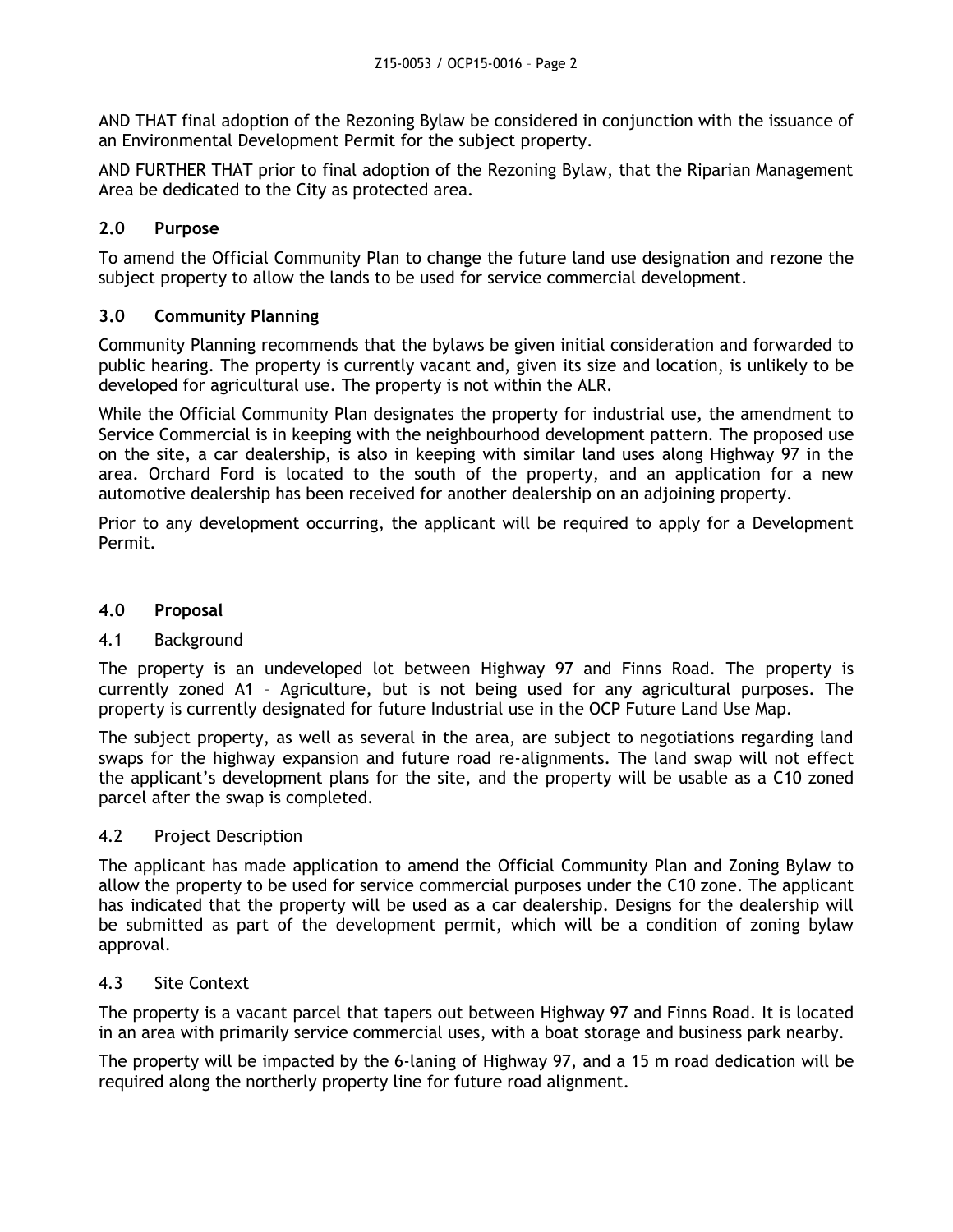AND THAT final adoption of the Rezoning Bylaw be considered in conjunction with the issuance of an Environmental Development Permit for the subject property.

AND FURTHER THAT prior to final adoption of the Rezoning Bylaw, that the Riparian Management Area be dedicated to the City as protected area.

## 2.0 Purpose

To amend the Official Community Plan to change the future land use designation and rezone the subject property to allow the lands to be used for service commercial development.

## 3.0 Community Planning

Community Planning recommends that the bylaws be given initial consideration and forwarded to public hearing. The property is currently vacant and, given its size and location, is unlikely to be developed for agricultural use. The property is not within the ALR.

While the Official Community Plan designates the property for industrial use, the amendment to Service Commercial is in keeping with the neighbourhood development pattern. The proposed use on the site, a car dealership, is also in keeping with similar land uses along Highway 97 in the area. Orchard Ford is located to the south of the property, and an application for a new automotive dealership has been received for another dealership on an adjoining property.

Prior to any development occurring, the applicant will be required to apply for a Development Permit.

## 4.0 Proposal

### 4.1 Background

The property is an undeveloped lot between Highway 97 and Finns Road. The property is currently zoned A1 – Agriculture, but is not being used for any agricultural purposes. The property is currently designated for future Industrial use in the OCP Future Land Use Map.

The subject property, as well as several in the area, are subject to negotiations regarding land swaps for the highway expansion and future road re-alignments. The land swap will not effect the applicant's development plans for the site, and the property will be usable as a C10 zoned parcel after the swap is completed.

### 4.2 Project Description

The applicant has made application to amend the Official Community Plan and Zoning Bylaw to allow the property to be used for service commercial purposes under the C10 zone. The applicant has indicated that the property will be used as a car dealership. Designs for the dealership will be submitted as part of the development permit, which will be a condition of zoning bylaw approval.

### 4.3 Site Context

The property is a vacant parcel that tapers out between Highway 97 and Finns Road. It is located in an area with primarily service commercial uses, with a boat storage and business park nearby.

The property will be impacted by the 6-laning of Highway 97, and a 15 m road dedication will be required along the northerly property line for future road alignment.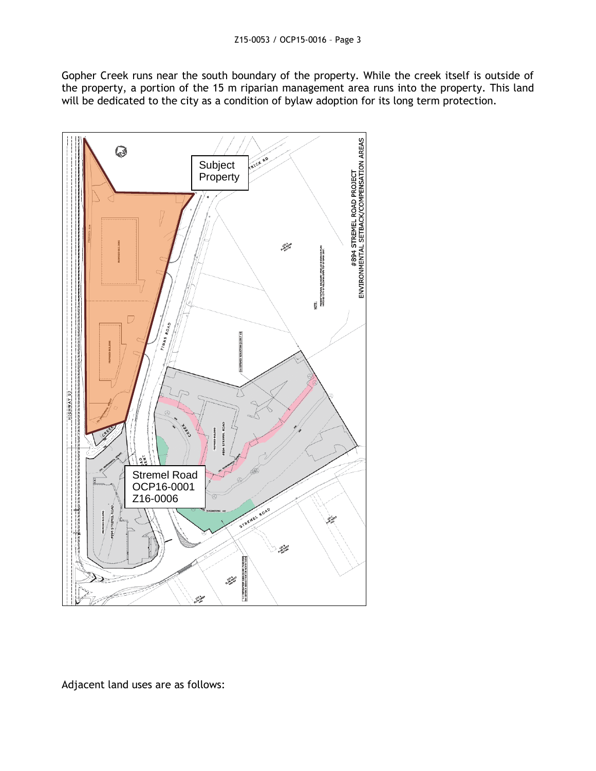Gopher Creek runs near the south boundary of the property. While the creek itself is outside of the property, a portion of the 15 m riparian management area runs into the property. This land will be dedicated to the city as a condition of bylaw adoption for its long term protection.

Adjacent land uses are as follows: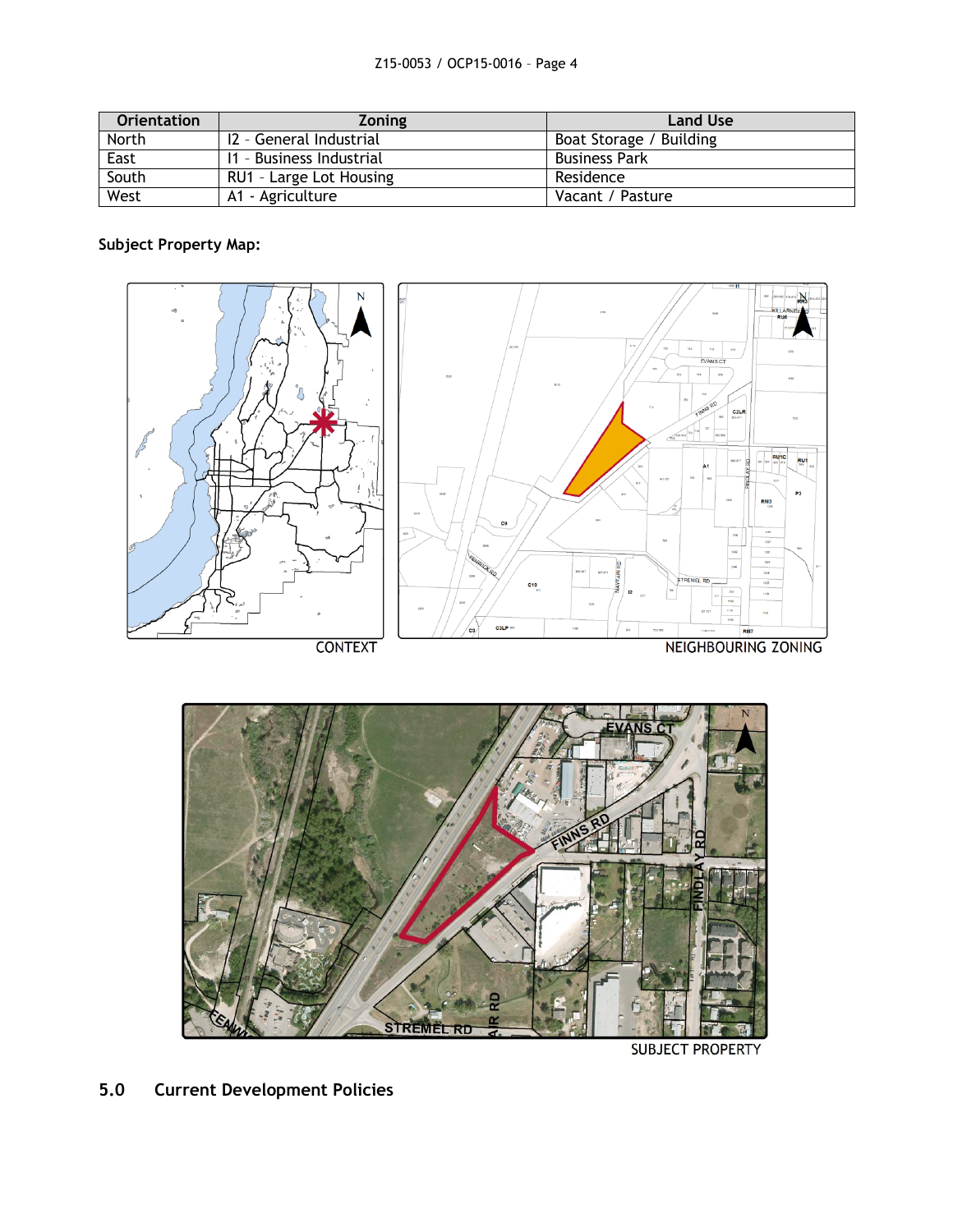| Orientation | Zoning | Land Use |
| --- | --- | --- |
| North | I2 – General Industrial | Boat Storage / Building |
| East | I1 – Business Industrial | Business Park |
| South | RU1 – Large Lot Housing | Residence |
| West | A1 - Agriculture | Vacant / Pasture |

**Subject Property Map:**

CONTEXT

NEIGHBOURING ZONING

SUBJECT PROPERTY

## 5.0 Current Development Policies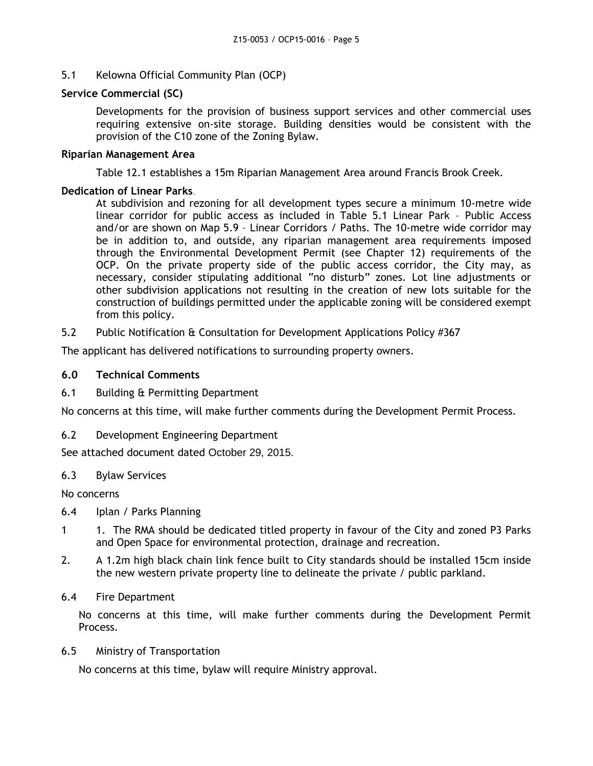5.1 Kelowna Official Community Plan (OCP)

**Service Commercial (SC)**

Developments for the provision of business support services and other commercial uses requiring extensive on-site storage. Building densities would be consistent with the provision of the C10 zone of the Zoning Bylaw.

**Riparian Management Area**

Table 12.1 establishes a 15m Riparian Management Area around Francis Brook Creek.

**Dedication of Linear Parks**.

At subdivision and rezoning for all development types secure a minimum 10-metre wide linear corridor for public access as included in Table 5.1 Linear Park – Public Access and/or are shown on Map 5.9 – Linear Corridors / Paths. The 10-metre wide corridor may be in addition to, and outside, any riparian management area requirements imposed through the Environmental Development Permit (see Chapter 12) requirements of the OCP. On the private property side of the public access corridor, the City may, as necessary, consider stipulating additional "no disturb" zones. Lot line adjustments or other subdivision applications not resulting in the creation of new lots suitable for the construction of buildings permitted under the applicable zoning will be considered exempt from this policy.

5.2 Public Notification & Consultation for Development Applications Policy #367

The applicant has delivered notifications to surrounding property owners.

## 6.0 Technical Comments

6.1 Building & Permitting Department

No concerns at this time, will make further comments during the Development Permit Process.

6.2 Development Engineering Department

See attached document dated October 29, 2015.

6.3 Bylaw Services

No concerns

6.4 Iplan / Parks Planning

1 1. The RMA should be dedicated titled property in favour of the City and zoned P3 Parks and Open Space for environmental protection, drainage and recreation.

2. A 1.2m high black chain link fence built to City standards should be installed 15cm inside the new western private property line to delineate the private / public parkland.

6.4 Fire Department

No concerns at this time, will make further comments during the Development Permit Process.

6.5 Ministry of Transportation

No concerns at this time, bylaw will require Ministry approval.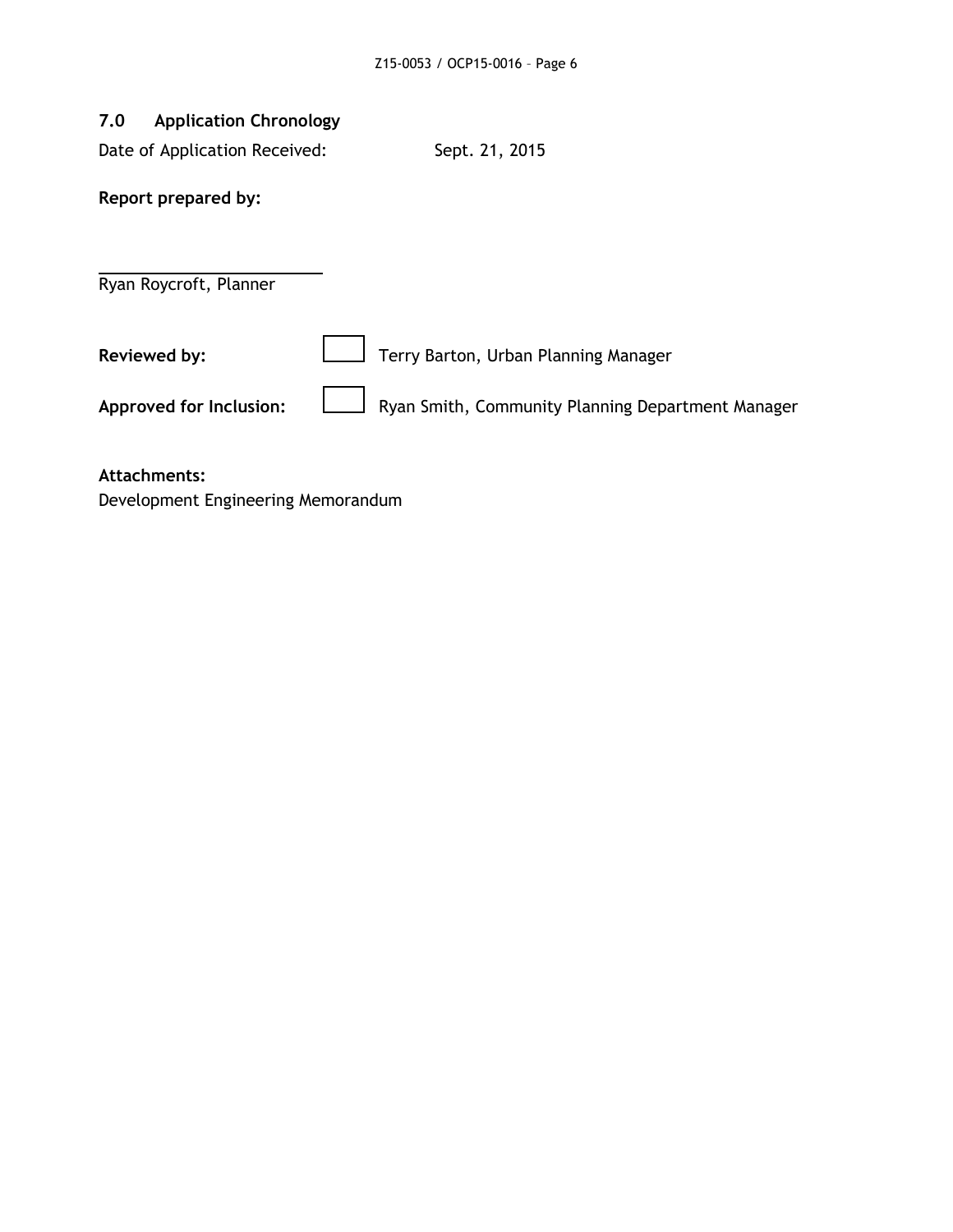## 7.0 Application Chronology

Date of Application Received: Sept. 21, 2015

**Report prepared by:**

Ryan Roycroft, Planner

**Reviewed by:** ☐ Terry Barton, Urban Planning Manager

**Approved for Inclusion:** ☐ Ryan Smith, Community Planning Department Manager

**Attachments:**

Development Engineering Memorandum